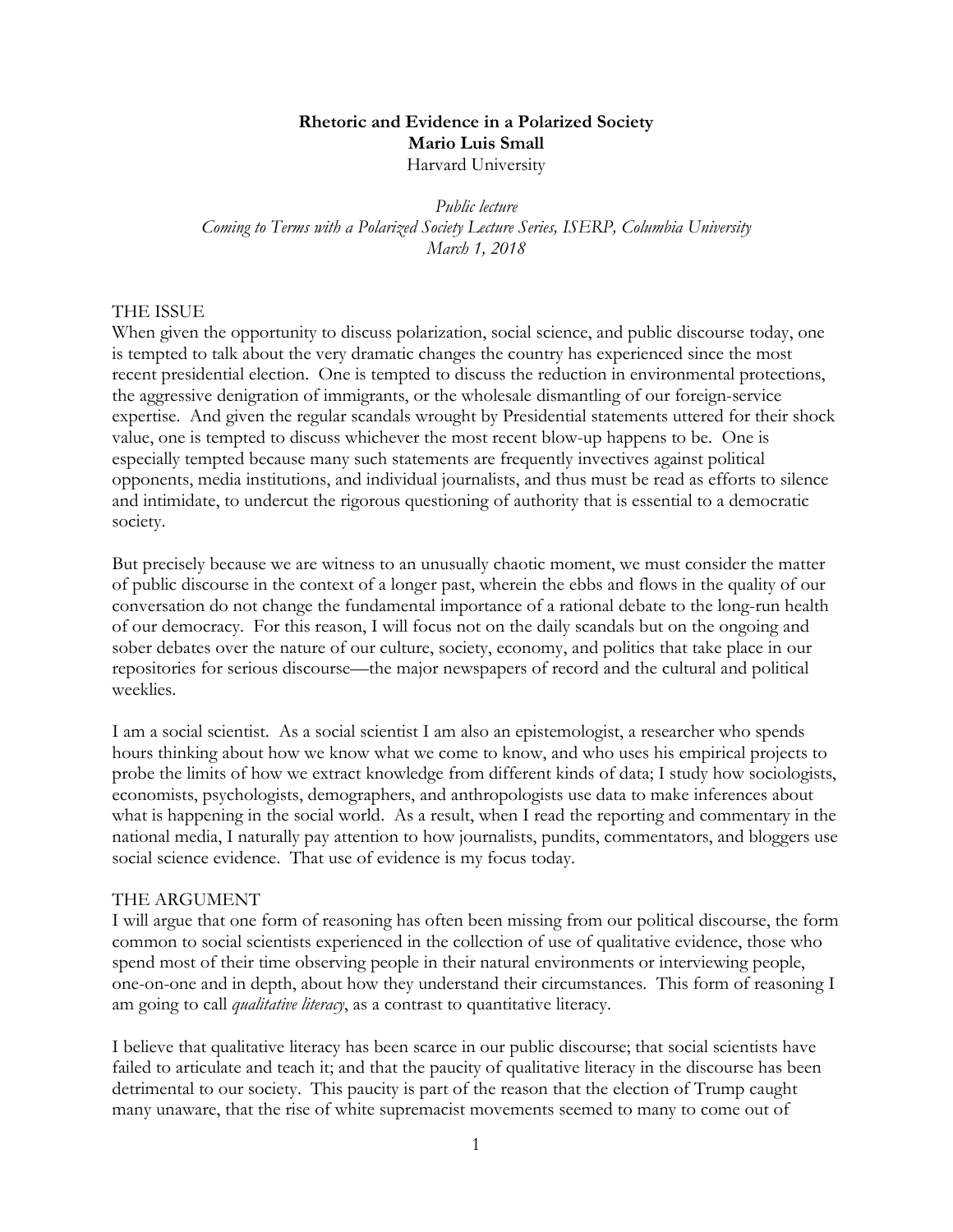**Rhetoric and Evidence in a Polarized Society**
**Mario Luis Small**
Harvard University

*Public lecture*
*Coming to Terms with a Polarized Society Lecture Series, ISERP, Columbia University*
*March 1, 2018*

## THE ISSUE

When given the opportunity to discuss polarization, social science, and public discourse today, one is tempted to talk about the very dramatic changes the country has experienced since the most recent presidential election. One is tempted to discuss the reduction in environmental protections, the aggressive denigration of immigrants, or the wholesale dismantling of our foreign-service expertise. And given the regular scandals wrought by Presidential statements uttered for their shock value, one is tempted to discuss whichever the most recent blow-up happens to be. One is especially tempted because many such statements are frequently invectives against political opponents, media institutions, and individual journalists, and thus must be read as efforts to silence and intimidate, to undercut the rigorous questioning of authority that is essential to a democratic society.

But precisely because we are witness to an unusually chaotic moment, we must consider the matter of public discourse in the context of a longer past, wherein the ebbs and flows in the quality of our conversation do not change the fundamental importance of a rational debate to the long-run health of our democracy. For this reason, I will focus not on the daily scandals but on the ongoing and sober debates over the nature of our culture, society, economy, and politics that take place in our repositories for serious discourse—the major newspapers of record and the cultural and political weeklies.

I am a social scientist. As a social scientist I am also an epistemologist, a researcher who spends hours thinking about how we know what we come to know, and who uses his empirical projects to probe the limits of how we extract knowledge from different kinds of data; I study how sociologists, economists, psychologists, demographers, and anthropologists use data to make inferences about what is happening in the social world. As a result, when I read the reporting and commentary in the national media, I naturally pay attention to how journalists, pundits, commentators, and bloggers use social science evidence. That use of evidence is my focus today.

## THE ARGUMENT

I will argue that one form of reasoning has often been missing from our political discourse, the form common to social scientists experienced in the collection of use of qualitative evidence, those who spend most of their time observing people in their natural environments or interviewing people, one-on-one and in depth, about how they understand their circumstances. This form of reasoning I am going to call *qualitative literacy*, as a contrast to quantitative literacy.

I believe that qualitative literacy has been scarce in our public discourse; that social scientists have failed to articulate and teach it; and that the paucity of qualitative literacy in the discourse has been detrimental to our society. This paucity is part of the reason that the election of Trump caught many unaware, that the rise of white supremacist movements seemed to many to come out of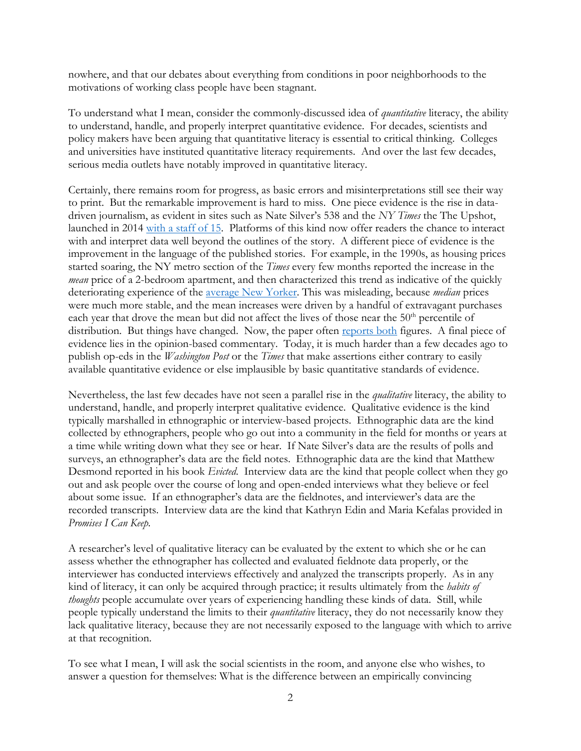nowhere, and that our debates about everything from conditions in poor neighborhoods to the motivations of working class people have been stagnant.

To understand what I mean, consider the commonly-discussed idea of *quantitative* literacy, the ability to understand, handle, and properly interpret quantitative evidence. For decades, scientists and policy makers have been arguing that quantitative literacy is essential to critical thinking. Colleges and universities have instituted quantitative literacy requirements. And over the last few decades, serious media outlets have notably improved in quantitative literacy.

Certainly, there remains room for progress, as basic errors and misinterpretations still see their way to print. But the remarkable improvement is hard to miss. One piece evidence is the rise in data-driven journalism, as evident in sites such as Nate Silver's 538 and the *NY Times* the The Upshot, launched in 2014 with a staff of 15. Platforms of this kind now offer readers the chance to interact with and interpret data well beyond the outlines of the story. A different piece of evidence is the improvement in the language of the published stories. For example, in the 1990s, as housing prices started soaring, the NY metro section of the *Times* every few months reported the increase in the *mean* price of a 2-bedroom apartment, and then characterized this trend as indicative of the quickly deteriorating experience of the average New Yorker. This was misleading, because *median* prices were much more stable, and the mean increases were driven by a handful of extravagant purchases each year that drove the mean but did not affect the lives of those near the 50th percentile of distribution. But things have changed. Now, the paper often reports both figures. A final piece of evidence lies in the opinion-based commentary. Today, it is much harder than a few decades ago to publish op-eds in the *Washington Post* or the *Times* that make assertions either contrary to easily available quantitative evidence or else implausible by basic quantitative standards of evidence.

Nevertheless, the last few decades have not seen a parallel rise in the *qualitative* literacy, the ability to understand, handle, and properly interpret qualitative evidence. Qualitative evidence is the kind typically marshalled in ethnographic or interview-based projects. Ethnographic data are the kind collected by ethnographers, people who go out into a community in the field for months or years at a time while writing down what they see or hear. If Nate Silver's data are the results of polls and surveys, an ethnographer's data are the field notes. Ethnographic data are the kind that Matthew Desmond reported in his book *Evicted*. Interview data are the kind that people collect when they go out and ask people over the course of long and open-ended interviews what they believe or feel about some issue. If an ethnographer's data are the fieldnotes, and interviewer's data are the recorded transcripts. Interview data are the kind that Kathryn Edin and Maria Kefalas provided in *Promises I Can Keep*.

A researcher's level of qualitative literacy can be evaluated by the extent to which she or he can assess whether the ethnographer has collected and evaluated fieldnote data properly, or the interviewer has conducted interviews effectively and analyzed the transcripts properly. As in any kind of literacy, it can only be acquired through practice; it results ultimately from the *habits of thoughts* people accumulate over years of experiencing handling these kinds of data. Still, while people typically understand the limits to their *quantitative* literacy, they do not necessarily know they lack qualitative literacy, because they are not necessarily exposed to the language with which to arrive at that recognition.

To see what I mean, I will ask the social scientists in the room, and anyone else who wishes, to answer a question for themselves: What is the difference between an empirically convincing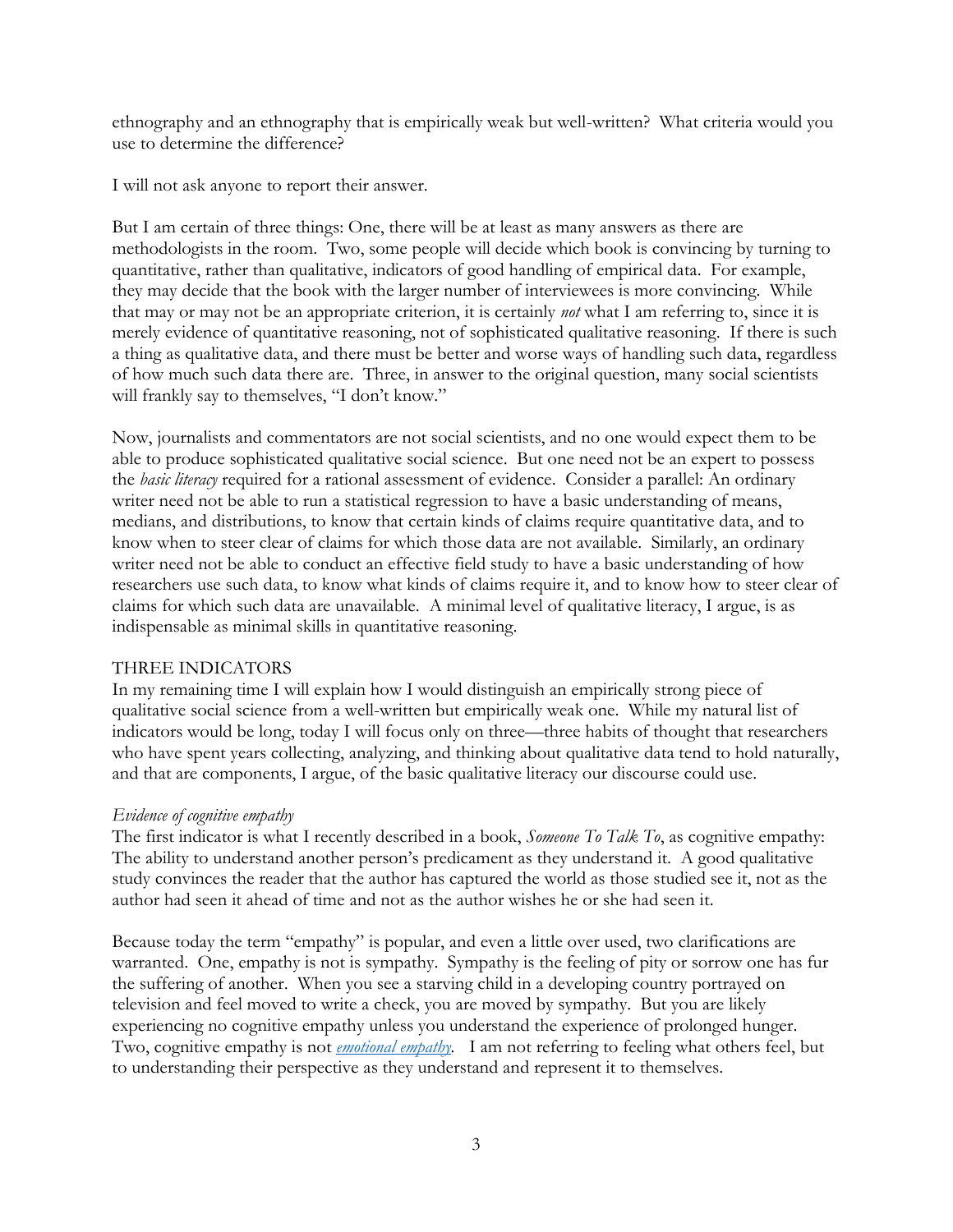ethnography and an ethnography that is empirically weak but well-written? What criteria would you use to determine the difference?

I will not ask anyone to report their answer.

But I am certain of three things: One, there will be at least as many answers as there are methodologists in the room. Two, some people will decide which book is convincing by turning to quantitative, rather than qualitative, indicators of good handling of empirical data. For example, they may decide that the book with the larger number of interviewees is more convincing. While that may or may not be an appropriate criterion, it is certainly *not* what I am referring to, since it is merely evidence of quantitative reasoning, not of sophisticated qualitative reasoning. If there is such a thing as qualitative data, and there must be better and worse ways of handling such data, regardless of how much such data there are. Three, in answer to the original question, many social scientists will frankly say to themselves, "I don't know."

Now, journalists and commentators are not social scientists, and no one would expect them to be able to produce sophisticated qualitative social science. But one need not be an expert to possess the *basic literacy* required for a rational assessment of evidence. Consider a parallel: An ordinary writer need not be able to run a statistical regression to have a basic understanding of means, medians, and distributions, to know that certain kinds of claims require quantitative data, and to know when to steer clear of claims for which those data are not available. Similarly, an ordinary writer need not be able to conduct an effective field study to have a basic understanding of how researchers use such data, to know what kinds of claims require it, and to know how to steer clear of claims for which such data are unavailable. A minimal level of qualitative literacy, I argue, is as indispensable as minimal skills in quantitative reasoning.

## THREE INDICATORS

In my remaining time I will explain how I would distinguish an empirically strong piece of qualitative social science from a well-written but empirically weak one. While my natural list of indicators would be long, today I will focus only on three—three habits of thought that researchers who have spent years collecting, analyzing, and thinking about qualitative data tend to hold naturally, and that are components, I argue, of the basic qualitative literacy our discourse could use.

### *Evidence of cognitive empathy*

The first indicator is what I recently described in a book, *Someone To Talk To*, as cognitive empathy: The ability to understand another person's predicament as they understand it. A good qualitative study convinces the reader that the author has captured the world as those studied see it, not as the author had seen it ahead of time and not as the author wishes he or she had seen it.

Because today the term "empathy" is popular, and even a little over used, two clarifications are warranted. One, empathy is not is sympathy. Sympathy is the feeling of pity or sorrow one has fur the suffering of another. When you see a starving child in a developing country portrayed on television and feel moved to write a check, you are moved by sympathy. But you are likely experiencing no cognitive empathy unless you understand the experience of prolonged hunger. Two, cognitive empathy is not *emotional empathy*. I am not referring to feeling what others feel, but to understanding their perspective as they understand and represent it to themselves.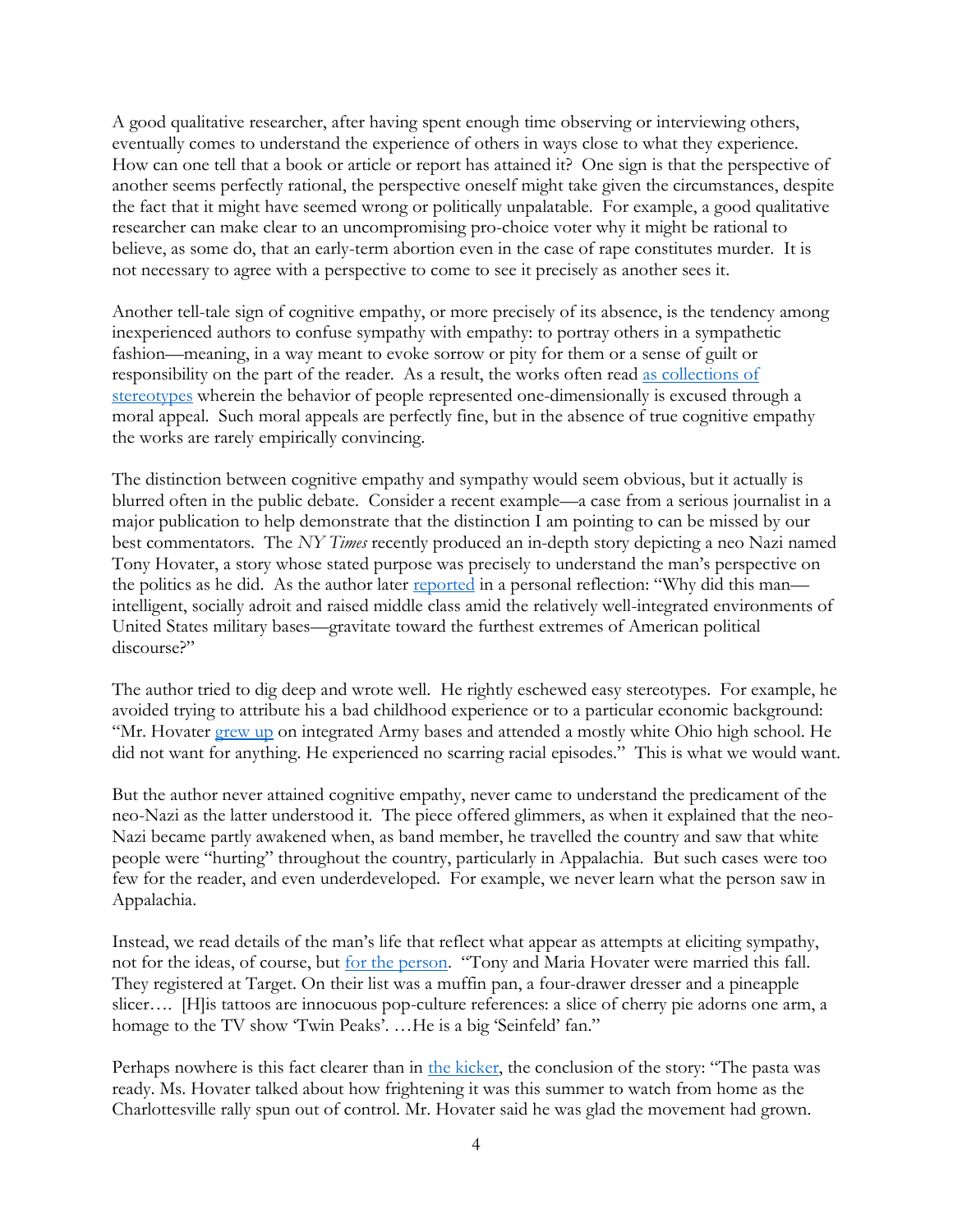A good qualitative researcher, after having spent enough time observing or interviewing others, eventually comes to understand the experience of others in ways close to what they experience. How can one tell that a book or article or report has attained it? One sign is that the perspective of another seems perfectly rational, the perspective oneself might take given the circumstances, despite the fact that it might have seemed wrong or politically unpalatable. For example, a good qualitative researcher can make clear to an uncompromising pro-choice voter why it might be rational to believe, as some do, that an early-term abortion even in the case of rape constitutes murder. It is not necessary to agree with a perspective to come to see it precisely as another sees it.

Another tell-tale sign of cognitive empathy, or more precisely of its absence, is the tendency among inexperienced authors to confuse sympathy with empathy: to portray others in a sympathetic fashion—meaning, in a way meant to evoke sorrow or pity for them or a sense of guilt or responsibility on the part of the reader. As a result, the works often read as collections of stereotypes wherein the behavior of people represented one-dimensionally is excused through a moral appeal. Such moral appeals are perfectly fine, but in the absence of true cognitive empathy the works are rarely empirically convincing.

The distinction between cognitive empathy and sympathy would seem obvious, but it actually is blurred often in the public debate. Consider a recent example—a case from a serious journalist in a major publication to help demonstrate that the distinction I am pointing to can be missed by our best commentators. The *NY Times* recently produced an in-depth story depicting a neo Nazi named Tony Hovater, a story whose stated purpose was precisely to understand the man's perspective on the politics as he did. As the author later reported in a personal reflection: "Why did this man—intelligent, socially adroit and raised middle class amid the relatively well-integrated environments of United States military bases—gravitate toward the furthest extremes of American political discourse?"

The author tried to dig deep and wrote well. He rightly eschewed easy stereotypes. For example, he avoided trying to attribute his a bad childhood experience or to a particular economic background: "Mr. Hovater grew up on integrated Army bases and attended a mostly white Ohio high school. He did not want for anything. He experienced no scarring racial episodes." This is what we would want.

But the author never attained cognitive empathy, never came to understand the predicament of the neo-Nazi as the latter understood it. The piece offered glimmers, as when it explained that the neo-Nazi became partly awakened when, as band member, he travelled the country and saw that white people were "hurting" throughout the country, particularly in Appalachia. But such cases were too few for the reader, and even underdeveloped. For example, we never learn what the person saw in Appalachia.

Instead, we read details of the man's life that reflect what appear as attempts at eliciting sympathy, not for the ideas, of course, but for the person. "Tony and Maria Hovater were married this fall. They registered at Target. On their list was a muffin pan, a four-drawer dresser and a pineapple slicer…. [H]is tattoos are innocuous pop-culture references: a slice of cherry pie adorns one arm, a homage to the TV show 'Twin Peaks'. …He is a big 'Seinfeld' fan."

Perhaps nowhere is this fact clearer than in the kicker, the conclusion of the story: "The pasta was ready. Ms. Hovater talked about how frightening it was this summer to watch from home as the Charlottesville rally spun out of control. Mr. Hovater said he was glad the movement had grown.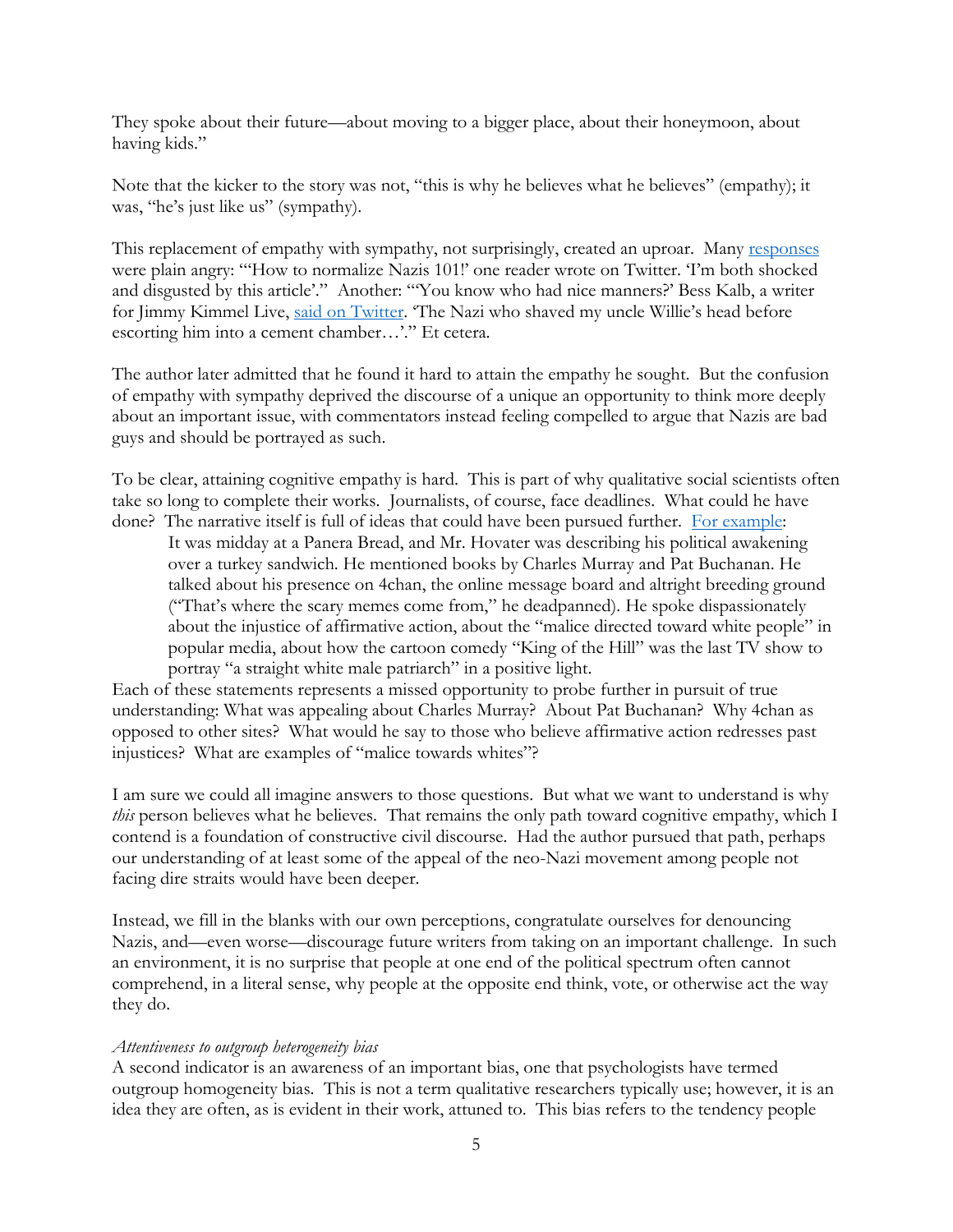They spoke about their future—about moving to a bigger place, about their honeymoon, about having kids."

Note that the kicker to the story was not, "this is why he believes what he believes" (empathy); it was, "he's just like us" (sympathy).

This replacement of empathy with sympathy, not surprisingly, created an uproar. Many [responses](#) were plain angry: "'How to normalize Nazis 101!' one reader wrote on Twitter. 'I'm both shocked and disgusted by this article'." Another: "'You know who had nice manners?' Bess Kalb, a writer for Jimmy Kimmel Live, [said on Twitter](#). 'The Nazi who shaved my uncle Willie's head before escorting him into a cement chamber…'." Et cetera.

The author later admitted that he found it hard to attain the empathy he sought. But the confusion of empathy with sympathy deprived the discourse of a unique an opportunity to think more deeply about an important issue, with commentators instead feeling compelled to argue that Nazis are bad guys and should be portrayed as such.

To be clear, attaining cognitive empathy is hard. This is part of why qualitative social scientists often take so long to complete their works. Journalists, of course, face deadlines. What could he have done? The narrative itself is full of ideas that could have been pursued further. [For example](#):

> It was midday at a Panera Bread, and Mr. Hovater was describing his political awakening over a turkey sandwich. He mentioned books by Charles Murray and Pat Buchanan. He talked about his presence on 4chan, the online message board and altright breeding ground ("That's where the scary memes come from," he deadpanned). He spoke dispassionately about the injustice of affirmative action, about the "malice directed toward white people" in popular media, about how the cartoon comedy "King of the Hill" was the last TV show to portray "a straight white male patriarch" in a positive light.

Each of these statements represents a missed opportunity to probe further in pursuit of true understanding: What was appealing about Charles Murray? About Pat Buchanan? Why 4chan as opposed to other sites? What would he say to those who believe affirmative action redresses past injustices? What are examples of "malice towards whites"?

I am sure we could all imagine answers to those questions. But what we want to understand is why *this* person believes what he believes. That remains the only path toward cognitive empathy, which I contend is a foundation of constructive civil discourse. Had the author pursued that path, perhaps our understanding of at least some of the appeal of the neo-Nazi movement among people not facing dire straits would have been deeper.

Instead, we fill in the blanks with our own perceptions, congratulate ourselves for denouncing Nazis, and—even worse—discourage future writers from taking on an important challenge. In such an environment, it is no surprise that people at one end of the political spectrum often cannot comprehend, in a literal sense, why people at the opposite end think, vote, or otherwise act the way they do.

*Attentiveness to outgroup heterogeneity bias*

A second indicator is an awareness of an important bias, one that psychologists have termed outgroup homogeneity bias. This is not a term qualitative researchers typically use; however, it is an idea they are often, as is evident in their work, attuned to. This bias refers to the tendency people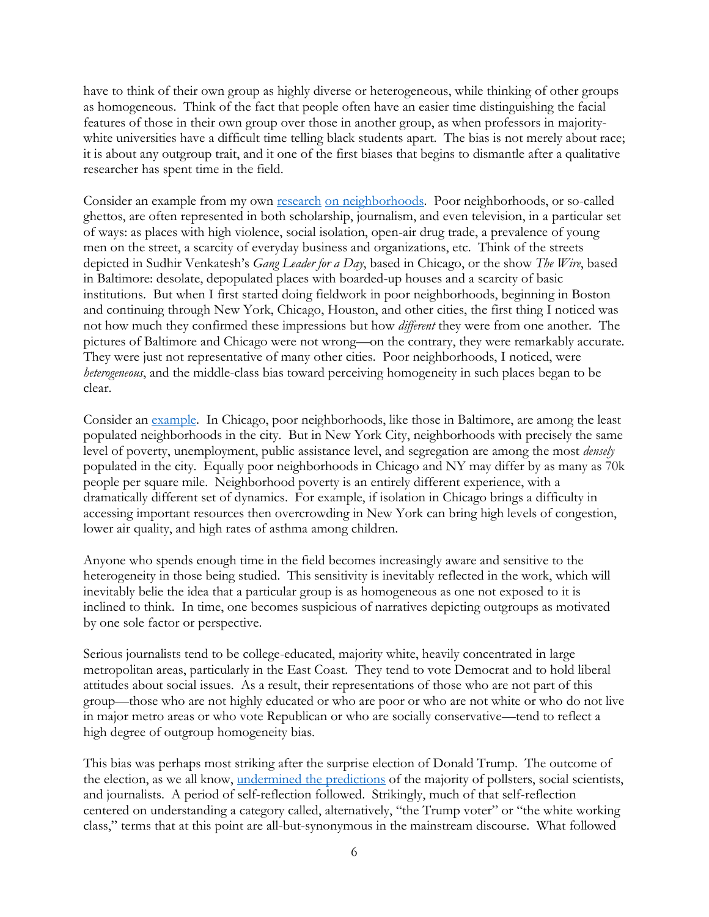have to think of their own group as highly diverse or heterogeneous, while thinking of other groups as homogeneous. Think of the fact that people often have an easier time distinguishing the facial features of those in their own group over those in another group, as when professors in majority-white universities have a difficult time telling black students apart. The bias is not merely about race; it is about any outgroup trait, and it one of the first biases that begins to dismantle after a qualitative researcher has spent time in the field.

Consider an example from my own research on neighborhoods. Poor neighborhoods, or so-called ghettos, are often represented in both scholarship, journalism, and even television, in a particular set of ways: as places with high violence, social isolation, open-air drug trade, a prevalence of young men on the street, a scarcity of everyday business and organizations, etc. Think of the streets depicted in Sudhir Venkatesh's *Gang Leader for a Day*, based in Chicago, or the show *The Wire*, based in Baltimore: desolate, depopulated places with boarded-up houses and a scarcity of basic institutions. But when I first started doing fieldwork in poor neighborhoods, beginning in Boston and continuing through New York, Chicago, Houston, and other cities, the first thing I noticed was not how much they confirmed these impressions but how *different* they were from one another. The pictures of Baltimore and Chicago were not wrong—on the contrary, they were remarkably accurate. They were just not representative of many other cities. Poor neighborhoods, I noticed, were *heterogeneous*, and the middle-class bias toward perceiving homogeneity in such places began to be clear.

Consider an example. In Chicago, poor neighborhoods, like those in Baltimore, are among the least populated neighborhoods in the city. But in New York City, neighborhoods with precisely the same level of poverty, unemployment, public assistance level, and segregation are among the most *densely* populated in the city. Equally poor neighborhoods in Chicago and NY may differ by as many as 70k people per square mile. Neighborhood poverty is an entirely different experience, with a dramatically different set of dynamics. For example, if isolation in Chicago brings a difficulty in accessing important resources then overcrowding in New York can bring high levels of congestion, lower air quality, and high rates of asthma among children.

Anyone who spends enough time in the field becomes increasingly aware and sensitive to the heterogeneity in those being studied. This sensitivity is inevitably reflected in the work, which will inevitably belie the idea that a particular group is as homogeneous as one not exposed to it is inclined to think. In time, one becomes suspicious of narratives depicting outgroups as motivated by one sole factor or perspective.

Serious journalists tend to be college-educated, majority white, heavily concentrated in large metropolitan areas, particularly in the East Coast. They tend to vote Democrat and to hold liberal attitudes about social issues. As a result, their representations of those who are not part of this group—those who are not highly educated or who are poor or who are not white or who do not live in major metro areas or who vote Republican or who are socially conservative—tend to reflect a high degree of outgroup homogeneity bias.

This bias was perhaps most striking after the surprise election of Donald Trump. The outcome of the election, as we all know, undermined the predictions of the majority of pollsters, social scientists, and journalists. A period of self-reflection followed. Strikingly, much of that self-reflection centered on understanding a category called, alternatively, "the Trump voter" or "the white working class," terms that at this point are all-but-synonymous in the mainstream discourse. What followed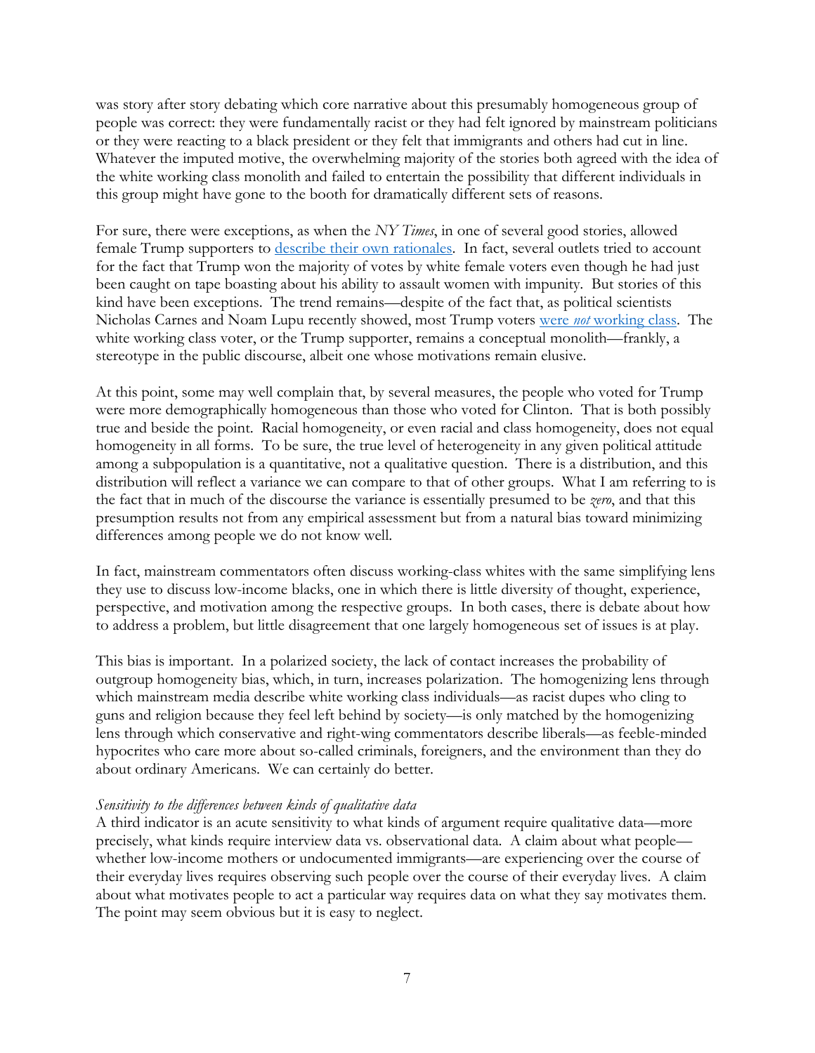was story after story debating which core narrative about this presumably homogeneous group of people was correct: they were fundamentally racist or they had felt ignored by mainstream politicians or they were reacting to a black president or they felt that immigrants and others had cut in line. Whatever the imputed motive, the overwhelming majority of the stories both agreed with the idea of the white working class monolith and failed to entertain the possibility that different individuals in this group might have gone to the booth for dramatically different sets of reasons.

For sure, there were exceptions, as when the *NY Times*, in one of several good stories, allowed female Trump supporters to describe their own rationales. In fact, several outlets tried to account for the fact that Trump won the majority of votes by white female voters even though he had just been caught on tape boasting about his ability to assault women with impunity. But stories of this kind have been exceptions. The trend remains—despite of the fact that, as political scientists Nicholas Carnes and Noam Lupu recently showed, most Trump voters were *not* working class. The white working class voter, or the Trump supporter, remains a conceptual monolith—frankly, a stereotype in the public discourse, albeit one whose motivations remain elusive.

At this point, some may well complain that, by several measures, the people who voted for Trump were more demographically homogeneous than those who voted for Clinton. That is both possibly true and beside the point. Racial homogeneity, or even racial and class homogeneity, does not equal homogeneity in all forms. To be sure, the true level of heterogeneity in any given political attitude among a subpopulation is a quantitative, not a qualitative question. There is a distribution, and this distribution will reflect a variance we can compare to that of other groups. What I am referring to is the fact that in much of the discourse the variance is essentially presumed to be *zero*, and that this presumption results not from any empirical assessment but from a natural bias toward minimizing differences among people we do not know well.

In fact, mainstream commentators often discuss working-class whites with the same simplifying lens they use to discuss low-income blacks, one in which there is little diversity of thought, experience, perspective, and motivation among the respective groups. In both cases, there is debate about how to address a problem, but little disagreement that one largely homogeneous set of issues is at play.

This bias is important. In a polarized society, the lack of contact increases the probability of outgroup homogeneity bias, which, in turn, increases polarization. The homogenizing lens through which mainstream media describe white working class individuals—as racist dupes who cling to guns and religion because they feel left behind by society—is only matched by the homogenizing lens through which conservative and right-wing commentators describe liberals—as feeble-minded hypocrites who care more about so-called criminals, foreigners, and the environment than they do about ordinary Americans. We can certainly do better.

*Sensitivity to the differences between kinds of qualitative data*

A third indicator is an acute sensitivity to what kinds of argument require qualitative data—more precisely, what kinds require interview data vs. observational data. A claim about what people—whether low-income mothers or undocumented immigrants—are experiencing over the course of their everyday lives requires observing such people over the course of their everyday lives. A claim about what motivates people to act a particular way requires data on what they say motivates them. The point may seem obvious but it is easy to neglect.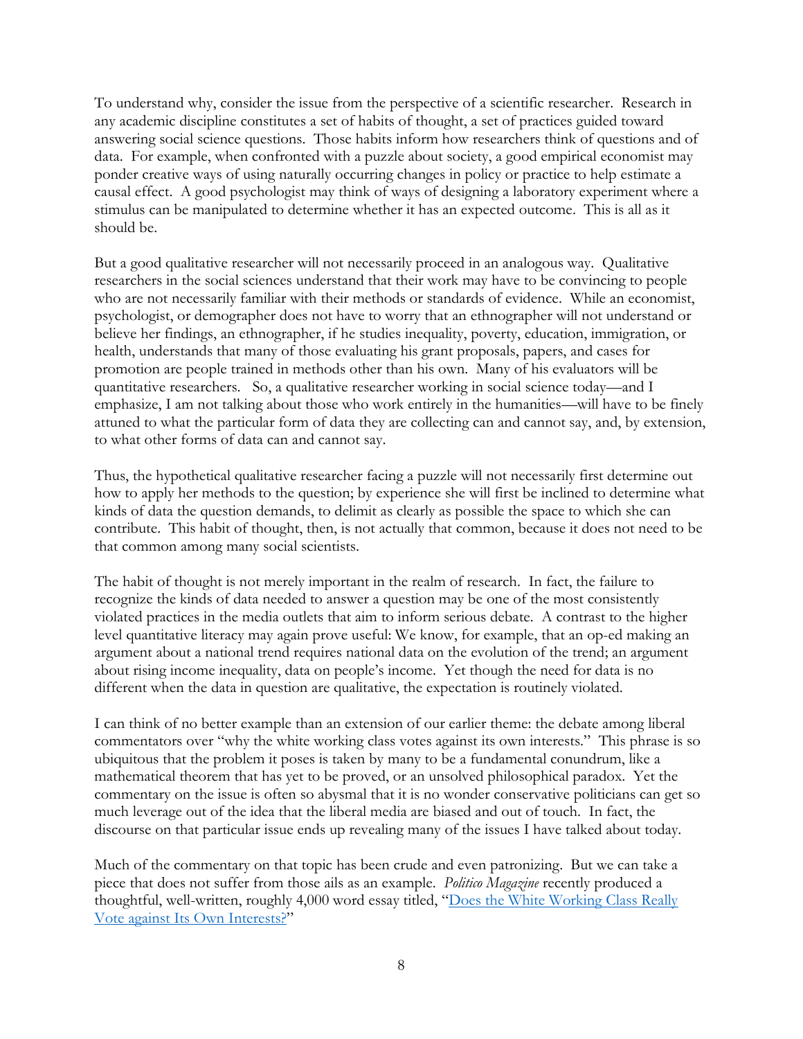To understand why, consider the issue from the perspective of a scientific researcher. Research in any academic discipline constitutes a set of habits of thought, a set of practices guided toward answering social science questions. Those habits inform how researchers think of questions and of data. For example, when confronted with a puzzle about society, a good empirical economist may ponder creative ways of using naturally occurring changes in policy or practice to help estimate a causal effect. A good psychologist may think of ways of designing a laboratory experiment where a stimulus can be manipulated to determine whether it has an expected outcome. This is all as it should be.

But a good qualitative researcher will not necessarily proceed in an analogous way. Qualitative researchers in the social sciences understand that their work may have to be convincing to people who are not necessarily familiar with their methods or standards of evidence. While an economist, psychologist, or demographer does not have to worry that an ethnographer will not understand or believe her findings, an ethnographer, if he studies inequality, poverty, education, immigration, or health, understands that many of those evaluating his grant proposals, papers, and cases for promotion are people trained in methods other than his own. Many of his evaluators will be quantitative researchers. So, a qualitative researcher working in social science today—and I emphasize, I am not talking about those who work entirely in the humanities—will have to be finely attuned to what the particular form of data they are collecting can and cannot say, and, by extension, to what other forms of data can and cannot say.

Thus, the hypothetical qualitative researcher facing a puzzle will not necessarily first determine out how to apply her methods to the question; by experience she will first be inclined to determine what kinds of data the question demands, to delimit as clearly as possible the space to which she can contribute. This habit of thought, then, is not actually that common, because it does not need to be that common among many social scientists.

The habit of thought is not merely important in the realm of research. In fact, the failure to recognize the kinds of data needed to answer a question may be one of the most consistently violated practices in the media outlets that aim to inform serious debate. A contrast to the higher level quantitative literacy may again prove useful: We know, for example, that an op-ed making an argument about a national trend requires national data on the evolution of the trend; an argument about rising income inequality, data on people's income. Yet though the need for data is no different when the data in question are qualitative, the expectation is routinely violated.

I can think of no better example than an extension of our earlier theme: the debate among liberal commentators over "why the white working class votes against its own interests." This phrase is so ubiquitous that the problem it poses is taken by many to be a fundamental conundrum, like a mathematical theorem that has yet to be proved, or an unsolved philosophical paradox. Yet the commentary on the issue is often so abysmal that it is no wonder conservative politicians can get so much leverage out of the idea that the liberal media are biased and out of touch. In fact, the discourse on that particular issue ends up revealing many of the issues I have talked about today.

Much of the commentary on that topic has been crude and even patronizing. But we can take a piece that does not suffer from those ails as an example. *Politico Magazine* recently produced a thoughtful, well-written, roughly 4,000 word essay titled, "Does the White Working Class Really Vote against Its Own Interests?"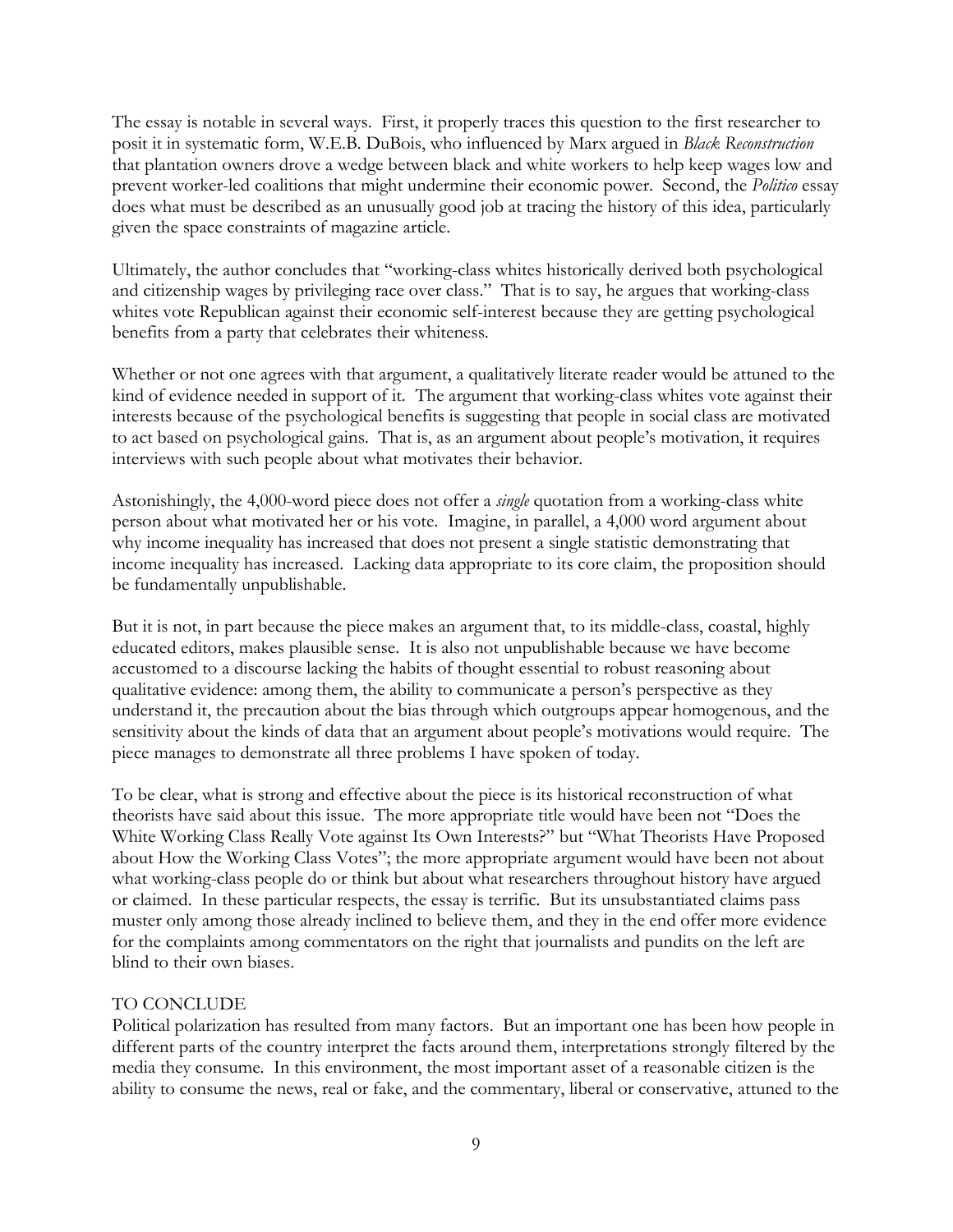The essay is notable in several ways. First, it properly traces this question to the first researcher to posit it in systematic form, W.E.B. DuBois, who influenced by Marx argued in *Black Reconstruction* that plantation owners drove a wedge between black and white workers to help keep wages low and prevent worker-led coalitions that might undermine their economic power. Second, the *Politico* essay does what must be described as an unusually good job at tracing the history of this idea, particularly given the space constraints of magazine article.

Ultimately, the author concludes that "working-class whites historically derived both psychological and citizenship wages by privileging race over class." That is to say, he argues that working-class whites vote Republican against their economic self-interest because they are getting psychological benefits from a party that celebrates their whiteness.

Whether or not one agrees with that argument, a qualitatively literate reader would be attuned to the kind of evidence needed in support of it. The argument that working-class whites vote against their interests because of the psychological benefits is suggesting that people in social class are motivated to act based on psychological gains. That is, as an argument about people's motivation, it requires interviews with such people about what motivates their behavior.

Astonishingly, the 4,000-word piece does not offer a *single* quotation from a working-class white person about what motivated her or his vote. Imagine, in parallel, a 4,000 word argument about why income inequality has increased that does not present a single statistic demonstrating that income inequality has increased. Lacking data appropriate to its core claim, the proposition should be fundamentally unpublishable.

But it is not, in part because the piece makes an argument that, to its middle-class, coastal, highly educated editors, makes plausible sense. It is also not unpublishable because we have become accustomed to a discourse lacking the habits of thought essential to robust reasoning about qualitative evidence: among them, the ability to communicate a person's perspective as they understand it, the precaution about the bias through which outgroups appear homogenous, and the sensitivity about the kinds of data that an argument about people's motivations would require. The piece manages to demonstrate all three problems I have spoken of today.

To be clear, what is strong and effective about the piece is its historical reconstruction of what theorists have said about this issue. The more appropriate title would have been not "Does the White Working Class Really Vote against Its Own Interests?" but "What Theorists Have Proposed about How the Working Class Votes"; the more appropriate argument would have been not about what working-class people do or think but about what researchers throughout history have argued or claimed. In these particular respects, the essay is terrific. But its unsubstantiated claims pass muster only among those already inclined to believe them, and they in the end offer more evidence for the complaints among commentators on the right that journalists and pundits on the left are blind to their own biases.

## TO CONCLUDE

Political polarization has resulted from many factors. But an important one has been how people in different parts of the country interpret the facts around them, interpretations strongly filtered by the media they consume. In this environment, the most important asset of a reasonable citizen is the ability to consume the news, real or fake, and the commentary, liberal or conservative, attuned to the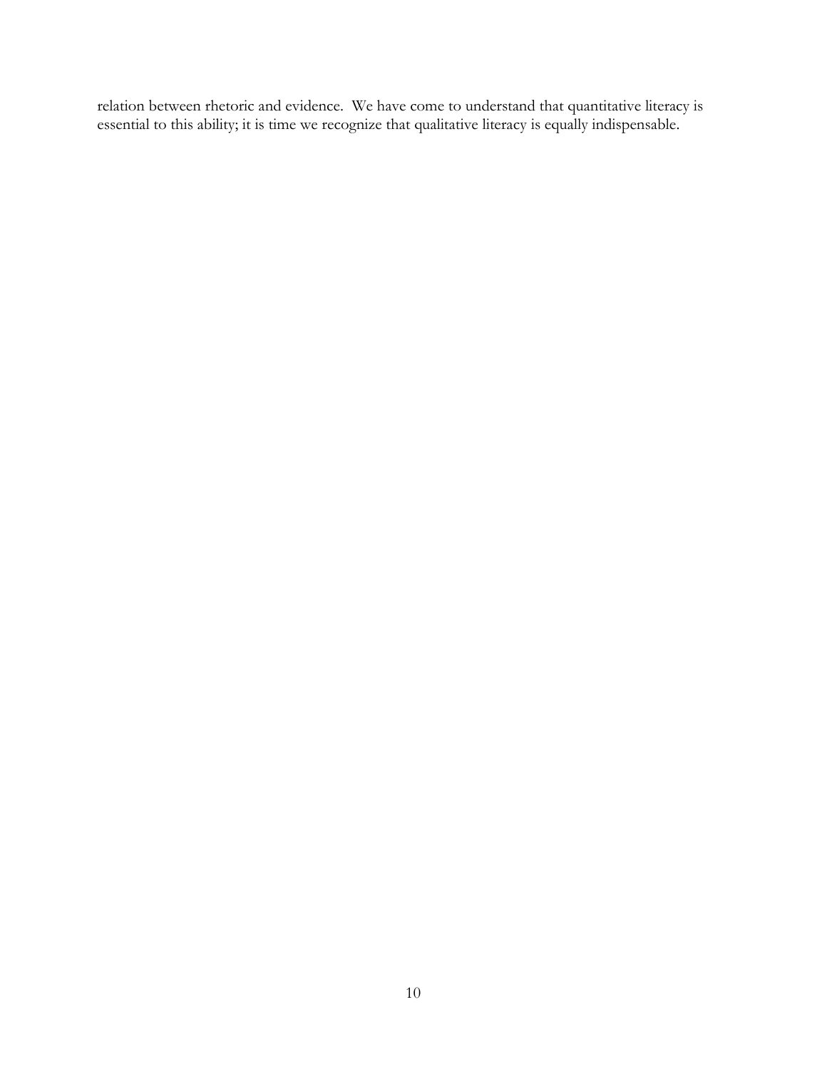relation between rhetoric and evidence.  We have come to understand that quantitative literacy is essential to this ability; it is time we recognize that qualitative literacy is equally indispensable.